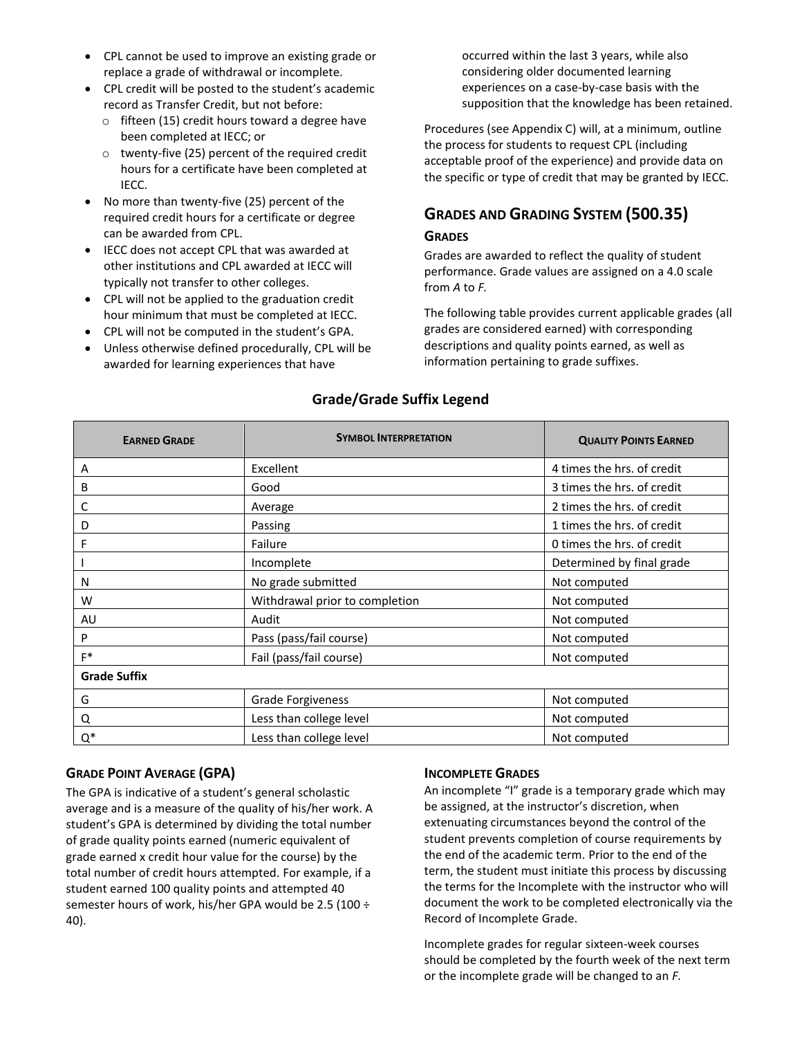- CPL cannot be used to improve an existing grade or replace a grade of withdrawal or incomplete.
- CPL credit will be posted to the student's academic record as Transfer Credit, but not before:
  - fifteen (15) credit hours toward a degree have been completed at IECC; or
  - twenty-five (25) percent of the required credit hours for a certificate have been completed at IECC.
- No more than twenty-five (25) percent of the required credit hours for a certificate or degree can be awarded from CPL.
- IECC does not accept CPL that was awarded at other institutions and CPL awarded at IECC will typically not transfer to other colleges.
- CPL will not be applied to the graduation credit hour minimum that must be completed at IECC.
- CPL will not be computed in the student's GPA.
- Unless otherwise defined procedurally, CPL will be awarded for learning experiences that have occurred within the last 3 years, while also considering older documented learning experiences on a case-by-case basis with the supposition that the knowledge has been retained.

Procedures (see Appendix C) will, at a minimum, outline the process for students to request CPL (including acceptable proof of the experience) and provide data on the specific or type of credit that may be granted by IECC.

## Grades and Grading System (500.35)

### Grades

Grades are awarded to reflect the quality of student performance. Grade values are assigned on a 4.0 scale from *A* to *F*.

The following table provides current applicable grades (all grades are considered earned) with corresponding descriptions and quality points earned, as well as information pertaining to grade suffixes.

**Grade/Grade Suffix Legend**

| Earned Grade | Symbol Interpretation | Quality Points Earned |
|---|---|---|
| A | Excellent | 4 times the hrs. of credit |
| B | Good | 3 times the hrs. of credit |
| C | Average | 2 times the hrs. of credit |
| D | Passing | 1 times the hrs. of credit |
| F | Failure | 0 times the hrs. of credit |
| I | Incomplete | Determined by final grade |
| N | No grade submitted | Not computed |
| W | Withdrawal prior to completion | Not computed |
| AU | Audit | Not computed |
| P | Pass (pass/fail course) | Not computed |
| F* | Fail (pass/fail course) | Not computed |
| **Grade Suffix** | | |
| G | Grade Forgiveness | Not computed |
| Q | Less than college level | Not computed |
| Q* | Less than college level | Not computed |

### Grade Point Average (GPA)

The GPA is indicative of a student's general scholastic average and is a measure of the quality of his/her work. A student's GPA is determined by dividing the total number of grade quality points earned (numeric equivalent of grade earned x credit hour value for the course) by the total number of credit hours attempted. For example, if a student earned 100 quality points and attempted 40 semester hours of work, his/her GPA would be 2.5 (100 ÷ 40).

### Incomplete Grades

An incomplete "I" grade is a temporary grade which may be assigned, at the instructor's discretion, when extenuating circumstances beyond the control of the student prevents completion of course requirements by the end of the academic term. Prior to the end of the term, the student must initiate this process by discussing the terms for the Incomplete with the instructor who will document the work to be completed electronically via the Record of Incomplete Grade.

Incomplete grades for regular sixteen-week courses should be completed by the fourth week of the next term or the incomplete grade will be changed to an *F.*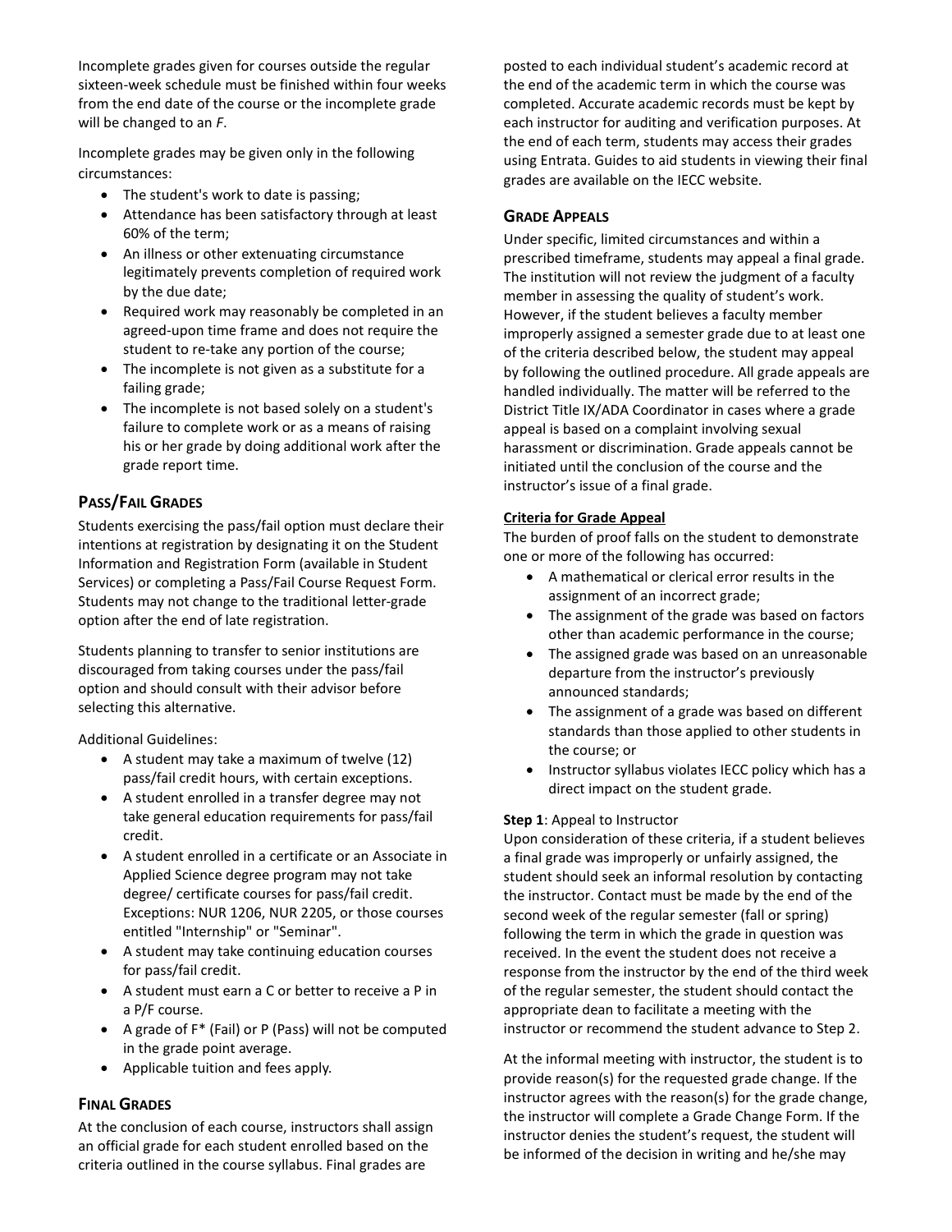Incomplete grades given for courses outside the regular sixteen-week schedule must be finished within four weeks from the end date of the course or the incomplete grade will be changed to an *F*.

Incomplete grades may be given only in the following circumstances:

- The student's work to date is passing;
- Attendance has been satisfactory through at least 60% of the term;
- An illness or other extenuating circumstance legitimately prevents completion of required work by the due date;
- Required work may reasonably be completed in an agreed-upon time frame and does not require the student to re-take any portion of the course;
- The incomplete is not given as a substitute for a failing grade;
- The incomplete is not based solely on a student's failure to complete work or as a means of raising his or her grade by doing additional work after the grade report time.

## Pass/Fail Grades

Students exercising the pass/fail option must declare their intentions at registration by designating it on the Student Information and Registration Form (available in Student Services) or completing a Pass/Fail Course Request Form. Students may not change to the traditional letter-grade option after the end of late registration.

Students planning to transfer to senior institutions are discouraged from taking courses under the pass/fail option and should consult with their advisor before selecting this alternative.

Additional Guidelines:

- A student may take a maximum of twelve (12) pass/fail credit hours, with certain exceptions.
- A student enrolled in a transfer degree may not take general education requirements for pass/fail credit.
- A student enrolled in a certificate or an Associate in Applied Science degree program may not take degree/ certificate courses for pass/fail credit. Exceptions: NUR 1206, NUR 2205, or those courses entitled "Internship" or "Seminar".
- A student may take continuing education courses for pass/fail credit.
- A student must earn a C or better to receive a P in a P/F course.
- A grade of F* (Fail) or P (Pass) will not be computed in the grade point average.
- Applicable tuition and fees apply.

## Final Grades

At the conclusion of each course, instructors shall assign an official grade for each student enrolled based on the criteria outlined in the course syllabus. Final grades are posted to each individual student's academic record at the end of the academic term in which the course was completed. Accurate academic records must be kept by each instructor for auditing and verification purposes. At the end of each term, students may access their grades using Entrata. Guides to aid students in viewing their final grades are available on the IECC website.

## Grade Appeals

Under specific, limited circumstances and within a prescribed timeframe, students may appeal a final grade. The institution will not review the judgment of a faculty member in assessing the quality of student's work. However, if the student believes a faculty member improperly assigned a semester grade due to at least one of the criteria described below, the student may appeal by following the outlined procedure. All grade appeals are handled individually. The matter will be referred to the District Title IX/ADA Coordinator in cases where a grade appeal is based on a complaint involving sexual harassment or discrimination. Grade appeals cannot be initiated until the conclusion of the course and the instructor's issue of a final grade.

### Criteria for Grade Appeal

The burden of proof falls on the student to demonstrate one or more of the following has occurred:

- A mathematical or clerical error results in the assignment of an incorrect grade;
- The assignment of the grade was based on factors other than academic performance in the course;
- The assigned grade was based on an unreasonable departure from the instructor's previously announced standards;
- The assignment of a grade was based on different standards than those applied to other students in the course; or
- Instructor syllabus violates IECC policy which has a direct impact on the student grade.

**Step 1**: Appeal to Instructor

Upon consideration of these criteria, if a student believes a final grade was improperly or unfairly assigned, the student should seek an informal resolution by contacting the instructor. Contact must be made by the end of the second week of the regular semester (fall or spring) following the term in which the grade in question was received. In the event the student does not receive a response from the instructor by the end of the third week of the regular semester, the student should contact the appropriate dean to facilitate a meeting with the instructor or recommend the student advance to Step 2.

At the informal meeting with instructor, the student is to provide reason(s) for the requested grade change. If the instructor agrees with the reason(s) for the grade change, the instructor will complete a Grade Change Form. If the instructor denies the student's request, the student will be informed of the decision in writing and he/she may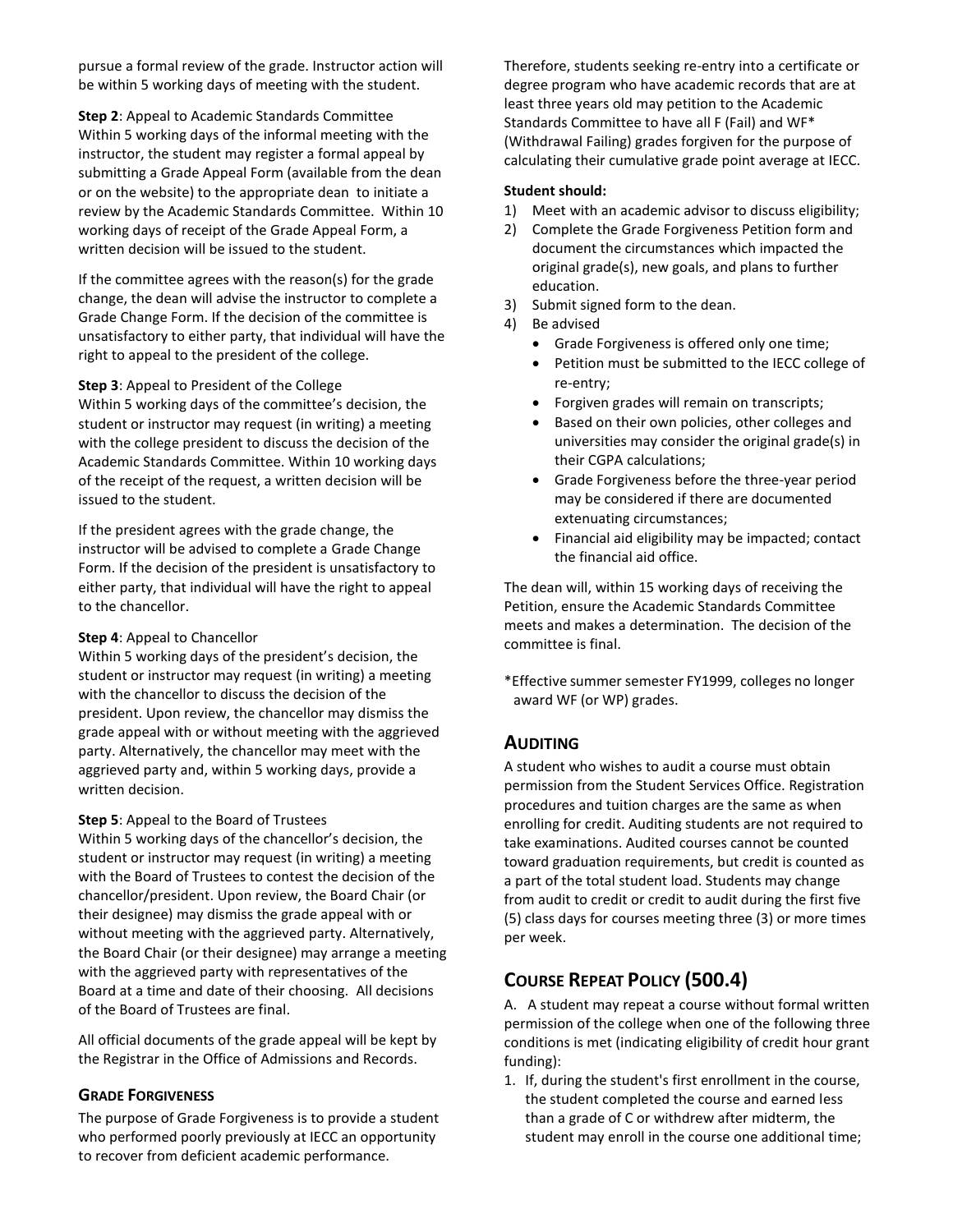pursue a formal review of the grade. Instructor action will be within 5 working days of meeting with the student.

**Step 2**: Appeal to Academic Standards Committee
Within 5 working days of the informal meeting with the instructor, the student may register a formal appeal by submitting a Grade Appeal Form (available from the dean or on the website) to the appropriate dean to initiate a review by the Academic Standards Committee. Within 10 working days of receipt of the Grade Appeal Form, a written decision will be issued to the student.

If the committee agrees with the reason(s) for the grade change, the dean will advise the instructor to complete a Grade Change Form. If the decision of the committee is unsatisfactory to either party, that individual will have the right to appeal to the president of the college.

**Step 3**: Appeal to President of the College
Within 5 working days of the committee's decision, the student or instructor may request (in writing) a meeting with the college president to discuss the decision of the Academic Standards Committee. Within 10 working days of the receipt of the request, a written decision will be issued to the student.

If the president agrees with the grade change, the instructor will be advised to complete a Grade Change Form. If the decision of the president is unsatisfactory to either party, that individual will have the right to appeal to the chancellor.

**Step 4**: Appeal to Chancellor
Within 5 working days of the president's decision, the student or instructor may request (in writing) a meeting with the chancellor to discuss the decision of the president. Upon review, the chancellor may dismiss the grade appeal with or without meeting with the aggrieved party. Alternatively, the chancellor may meet with the aggrieved party and, within 5 working days, provide a written decision.

**Step 5**: Appeal to the Board of Trustees
Within 5 working days of the chancellor's decision, the student or instructor may request (in writing) a meeting with the Board of Trustees to contest the decision of the chancellor/president. Upon review, the Board Chair (or their designee) may dismiss the grade appeal with or without meeting with the aggrieved party. Alternatively, the Board Chair (or their designee) may arrange a meeting with the aggrieved party with representatives of the Board at a time and date of their choosing. All decisions of the Board of Trustees are final.

All official documents of the grade appeal will be kept by the Registrar in the Office of Admissions and Records.

### GRADE FORGIVENESS

The purpose of Grade Forgiveness is to provide a student who performed poorly previously at IECC an opportunity to recover from deficient academic performance.

Therefore, students seeking re-entry into a certificate or degree program who have academic records that are at least three years old may petition to the Academic Standards Committee to have all F (Fail) and WF* (Withdrawal Failing) grades forgiven for the purpose of calculating their cumulative grade point average at IECC.

**Student should:**

1) Meet with an academic advisor to discuss eligibility;
2) Complete the Grade Forgiveness Petition form and document the circumstances which impacted the original grade(s), new goals, and plans to further education.
3) Submit signed form to the dean.
4) Be advised
   - Grade Forgiveness is offered only one time;
   - Petition must be submitted to the IECC college of re-entry;
   - Forgiven grades will remain on transcripts;
   - Based on their own policies, other colleges and universities may consider the original grade(s) in their CGPA calculations;
   - Grade Forgiveness before the three-year period may be considered if there are documented extenuating circumstances;
   - Financial aid eligibility may be impacted; contact the financial aid office.

The dean will, within 15 working days of receiving the Petition, ensure the Academic Standards Committee meets and makes a determination. The decision of the committee is final.

*Effective summer semester FY1999, colleges no longer award WF (or WP) grades.

## AUDITING

A student who wishes to audit a course must obtain permission from the Student Services Office. Registration procedures and tuition charges are the same as when enrolling for credit. Auditing students are not required to take examinations. Audited courses cannot be counted toward graduation requirements, but credit is counted as a part of the total student load. Students may change from audit to credit or credit to audit during the first five (5) class days for courses meeting three (3) or more times per week.

## COURSE REPEAT POLICY (500.4)

A. A student may repeat a course without formal written permission of the college when one of the following three conditions is met (indicating eligibility of credit hour grant funding):

1. If, during the student's first enrollment in the course, the student completed the course and earned less than a grade of C or withdrew after midterm, the student may enroll in the course one additional time;